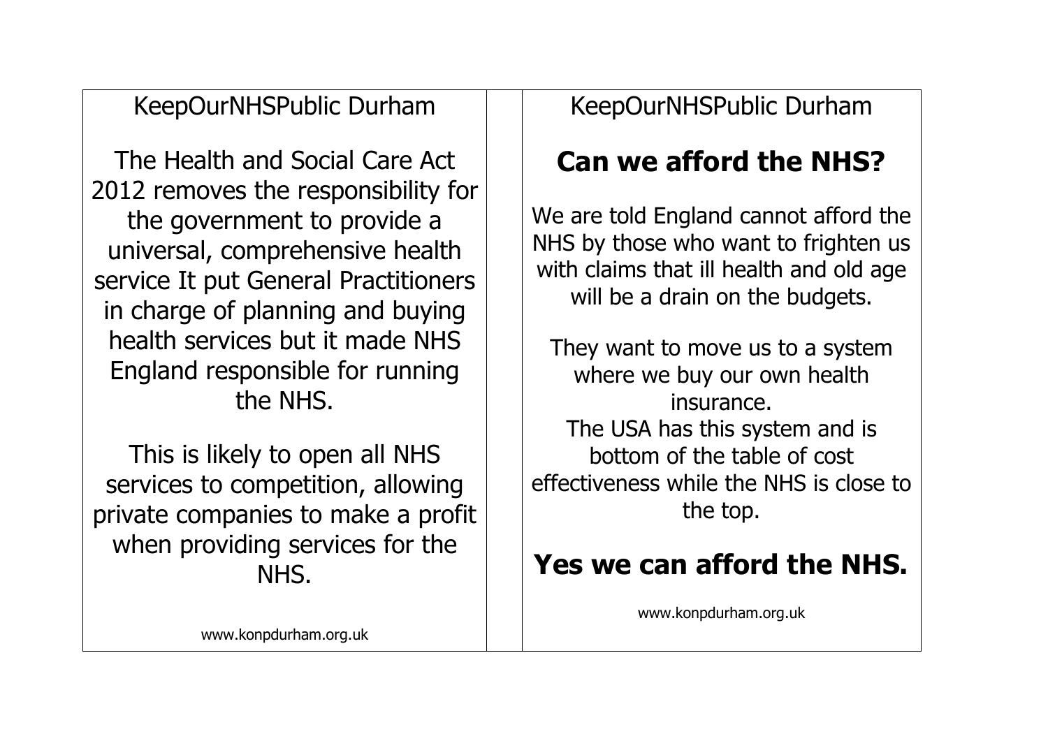KeepOurNHSPublic Durham

The Health and Social Care Act 2012 removes the responsibility for the government to provide a universal, comprehensive health service It put General Practitioners in charge of planning and buying health services but it made NHS England responsible for running the NHS.

This is likely to open all NHS services to competition, allowing private companies to make a profit when providing services for the NHS.

www.konpdurham.org.uk

KeepOurNHSPublic Durham

## Can we afford the NHS?

We are told England cannot afford the NHS by those who want to frighten us with claims that ill health and old age will be a drain on the budgets.

They want to move us to a system where we buy our own health insurance.
The USA has this system and is bottom of the table of cost effectiveness while the NHS is close to the top.

## Yes we can afford the NHS.

www.konpdurham.org.uk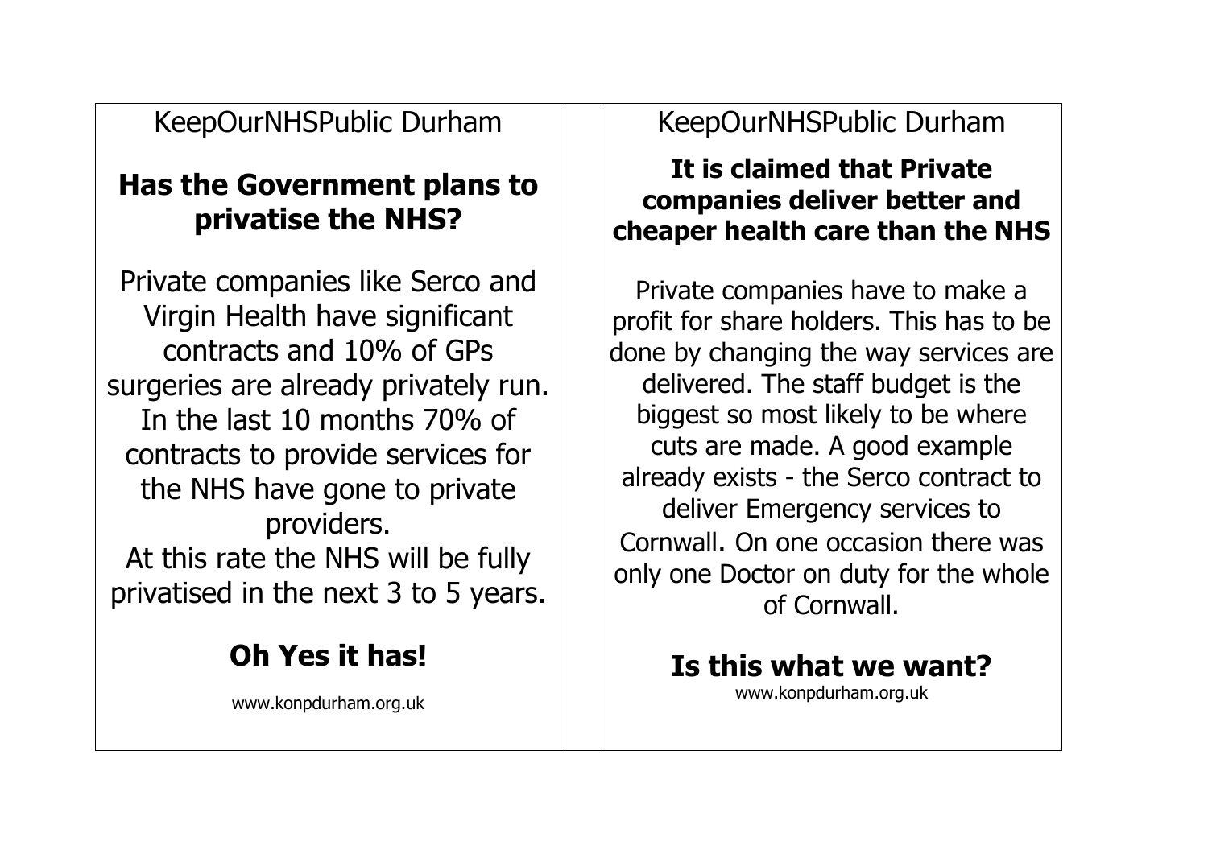KeepOurNHSPublic Durham

## Has the Government plans to privatise the NHS?

Private companies like Serco and Virgin Health have significant contracts and 10% of GPs surgeries are already privately run. In the last 10 months 70% of contracts to provide services for the NHS have gone to private providers.
At this rate the NHS will be fully privatised in the next 3 to 5 years.

## Oh Yes it has!

www.konpdurham.org.uk

KeepOurNHSPublic Durham

## It is claimed that Private companies deliver better and cheaper health care than the NHS

Private companies have to make a profit for share holders. This has to be done by changing the way services are delivered. The staff budget is the biggest so most likely to be where cuts are made. A good example already exists - the Serco contract to deliver Emergency services to Cornwall. On one occasion there was only one Doctor on duty for the whole of Cornwall.

## Is this what we want?

www.konpdurham.org.uk